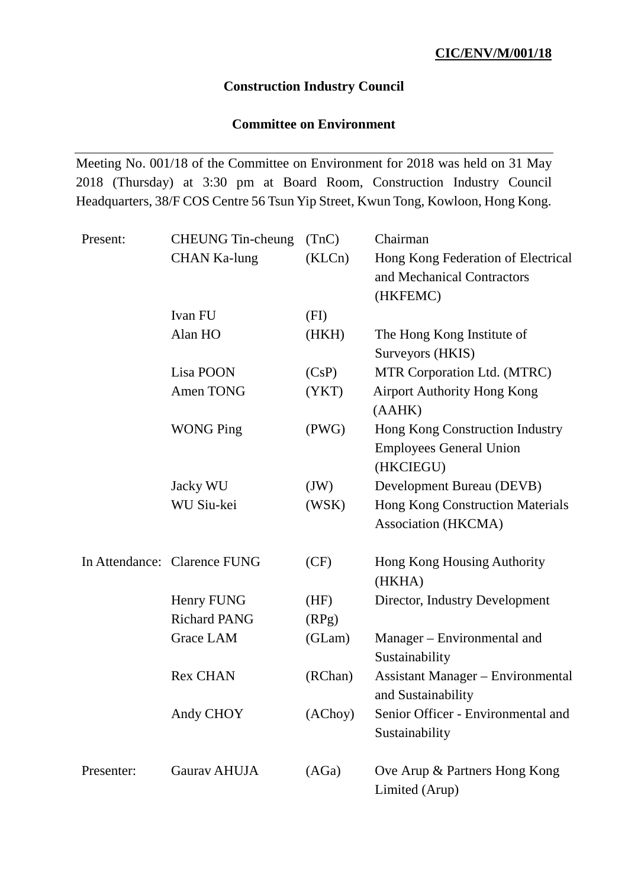**CIC/ENV/M/001/18**

**Construction Industry Council**

**Committee on Environment**

---

Meeting No. 001/18 of the Committee on Environment for 2018 was held on 31 May 2018 (Thursday) at 3:30 pm at Board Room, Construction Industry Council Headquarters, 38/F COS Centre 56 Tsun Yip Street, Kwun Tong, Kowloon, Hong Kong.

| | | | |
|---|---|---|---|
| Present: | CHEUNG Tin-cheung | (TnC) | Chairman |
| | CHAN Ka-lung | (KLCn) | Hong Kong Federation of Electrical and Mechanical Contractors (HKFEMC) |
| | Ivan FU | (FI) | |
| | Alan HO | (HKH) | The Hong Kong Institute of Surveyors (HKIS) |
| | Lisa POON | (CsP) | MTR Corporation Ltd. (MTRC) |
| | Amen TONG | (YKT) | Airport Authority Hong Kong (AAHK) |
| | WONG Ping | (PWG) | Hong Kong Construction Industry Employees General Union (HKCIEGU) |
| | Jacky WU | (JW) | Development Bureau (DEVB) |
| | WU Siu-kei | (WSK) | Hong Kong Construction Materials Association (HKCMA) |
| In Attendance: | Clarence FUNG | (CF) | Hong Kong Housing Authority (HKHA) |
| | Henry FUNG | (HF) | Director, Industry Development |
| | Richard PANG | (RPg) | |
| | Grace LAM | (GLam) | Manager – Environmental and Sustainability |
| | Rex CHAN | (RChan) | Assistant Manager – Environmental and Sustainability |
| | Andy CHOY | (AChoy) | Senior Officer - Environmental and Sustainability |
| Presenter: | Gaurav AHUJA | (AGa) | Ove Arup & Partners Hong Kong Limited (Arup) |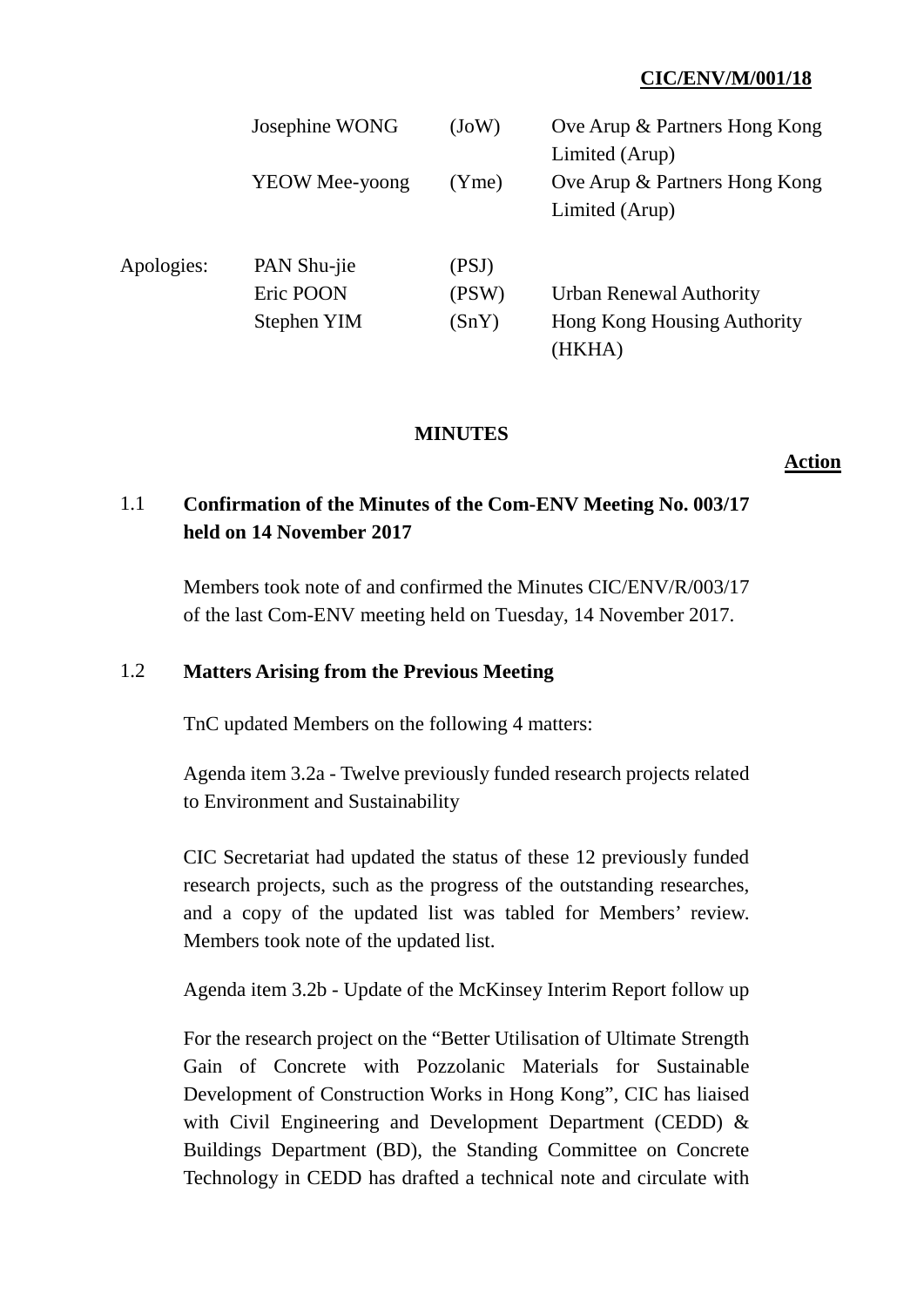**CIC/ENV/M/001/18**

| | | | |
|---|---|---|---|
| | Josephine WONG | (JoW) | Ove Arup & Partners Hong Kong Limited (Arup) |
| | YEOW Mee-yoong | (Yme) | Ove Arup & Partners Hong Kong Limited (Arup) |
| Apologies: | PAN Shu-jie | (PSJ) | |
| | Eric POON | (PSW) | Urban Renewal Authority |
| | Stephen YIM | (SnY) | Hong Kong Housing Authority (HKHA) |

**MINUTES**

**Action**

## 1.1 Confirmation of the Minutes of the Com-ENV Meeting No. 003/17 held on 14 November 2017

Members took note of and confirmed the Minutes CIC/ENV/R/003/17 of the last Com-ENV meeting held on Tuesday, 14 November 2017.

## 1.2 Matters Arising from the Previous Meeting

TnC updated Members on the following 4 matters:

Agenda item 3.2a - Twelve previously funded research projects related to Environment and Sustainability

CIC Secretariat had updated the status of these 12 previously funded research projects, such as the progress of the outstanding researches, and a copy of the updated list was tabled for Members' review. Members took note of the updated list.

Agenda item 3.2b - Update of the McKinsey Interim Report follow up

For the research project on the "Better Utilisation of Ultimate Strength Gain of Concrete with Pozzolanic Materials for Sustainable Development of Construction Works in Hong Kong", CIC has liaised with Civil Engineering and Development Department (CEDD) & Buildings Department (BD), the Standing Committee on Concrete Technology in CEDD has drafted a technical note and circulate with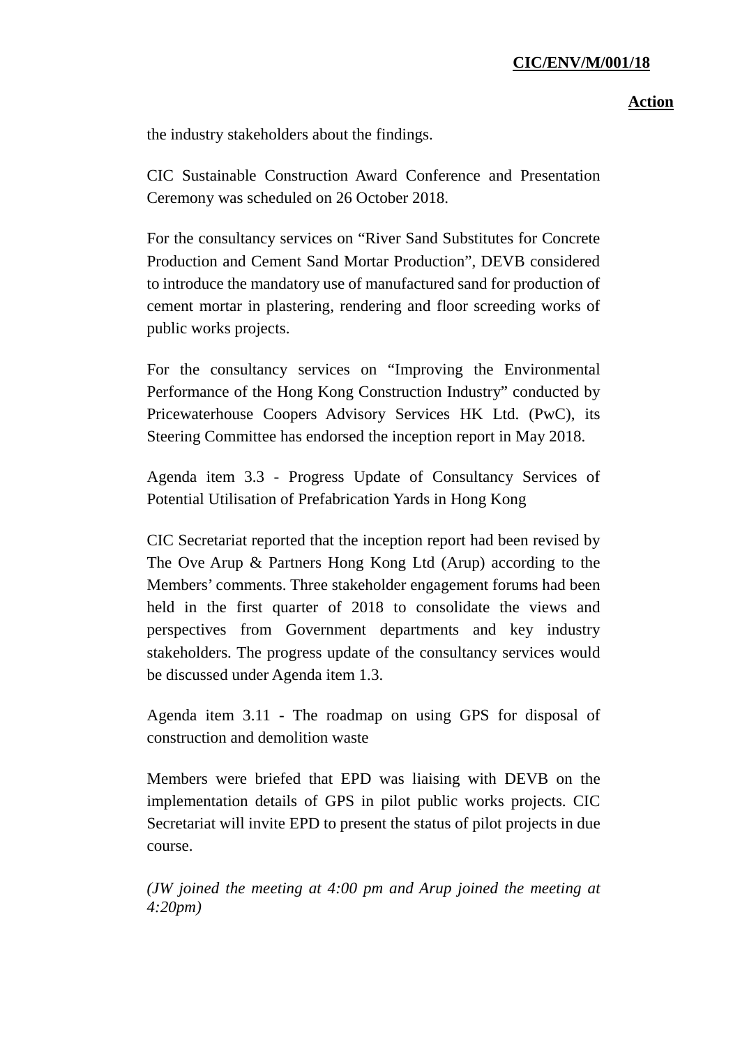**Action**

the industry stakeholders about the findings.

CIC Sustainable Construction Award Conference and Presentation Ceremony was scheduled on 26 October 2018.

For the consultancy services on “River Sand Substitutes for Concrete Production and Cement Sand Mortar Production”, DEVB considered to introduce the mandatory use of manufactured sand for production of cement mortar in plastering, rendering and floor screeding works of public works projects.

For the consultancy services on “Improving the Environmental Performance of the Hong Kong Construction Industry” conducted by Pricewaterhouse Coopers Advisory Services HK Ltd. (PwC), its Steering Committee has endorsed the inception report in May 2018.

Agenda item 3.3 - Progress Update of Consultancy Services of Potential Utilisation of Prefabrication Yards in Hong Kong

CIC Secretariat reported that the inception report had been revised by The Ove Arup & Partners Hong Kong Ltd (Arup) according to the Members' comments. Three stakeholder engagement forums had been held in the first quarter of 2018 to consolidate the views and perspectives from Government departments and key industry stakeholders. The progress update of the consultancy services would be discussed under Agenda item 1.3.

Agenda item 3.11 - The roadmap on using GPS for disposal of construction and demolition waste

Members were briefed that EPD was liaising with DEVB on the implementation details of GPS in pilot public works projects. CIC Secretariat will invite EPD to present the status of pilot projects in due course.

*(JW joined the meeting at 4:00 pm and Arup joined the meeting at 4:20pm)*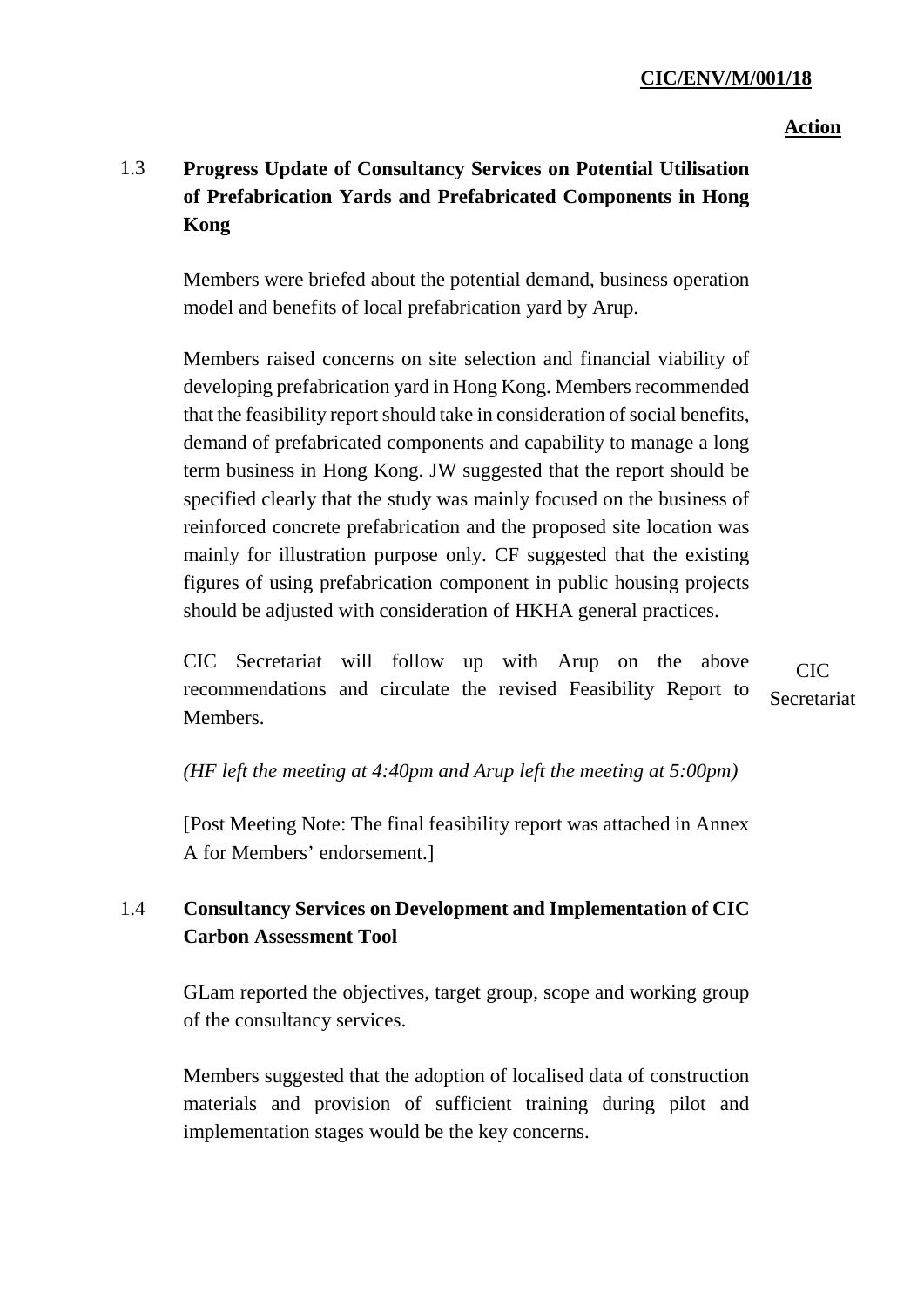**Action**

### 1.3 Progress Update of Consultancy Services on Potential Utilisation of Prefabrication Yards and Prefabricated Components in Hong Kong

Members were briefed about the potential demand, business operation model and benefits of local prefabrication yard by Arup.

Members raised concerns on site selection and financial viability of developing prefabrication yard in Hong Kong. Members recommended that the feasibility report should take in consideration of social benefits, demand of prefabricated components and capability to manage a long term business in Hong Kong. JW suggested that the report should be specified clearly that the study was mainly focused on the business of reinforced concrete prefabrication and the proposed site location was mainly for illustration purpose only. CF suggested that the existing figures of using prefabrication component in public housing projects should be adjusted with consideration of HKHA general practices.

CIC Secretariat will follow up with Arup on the above recommendations and circulate the revised Feasibility Report to Members. — **CIC Secretariat**

*(HF left the meeting at 4:40pm and Arup left the meeting at 5:00pm)*

[Post Meeting Note: The final feasibility report was attached in Annex A for Members' endorsement.]

### 1.4 Consultancy Services on Development and Implementation of CIC Carbon Assessment Tool

GLam reported the objectives, target group, scope and working group of the consultancy services.

Members suggested that the adoption of localised data of construction materials and provision of sufficient training during pilot and implementation stages would be the key concerns.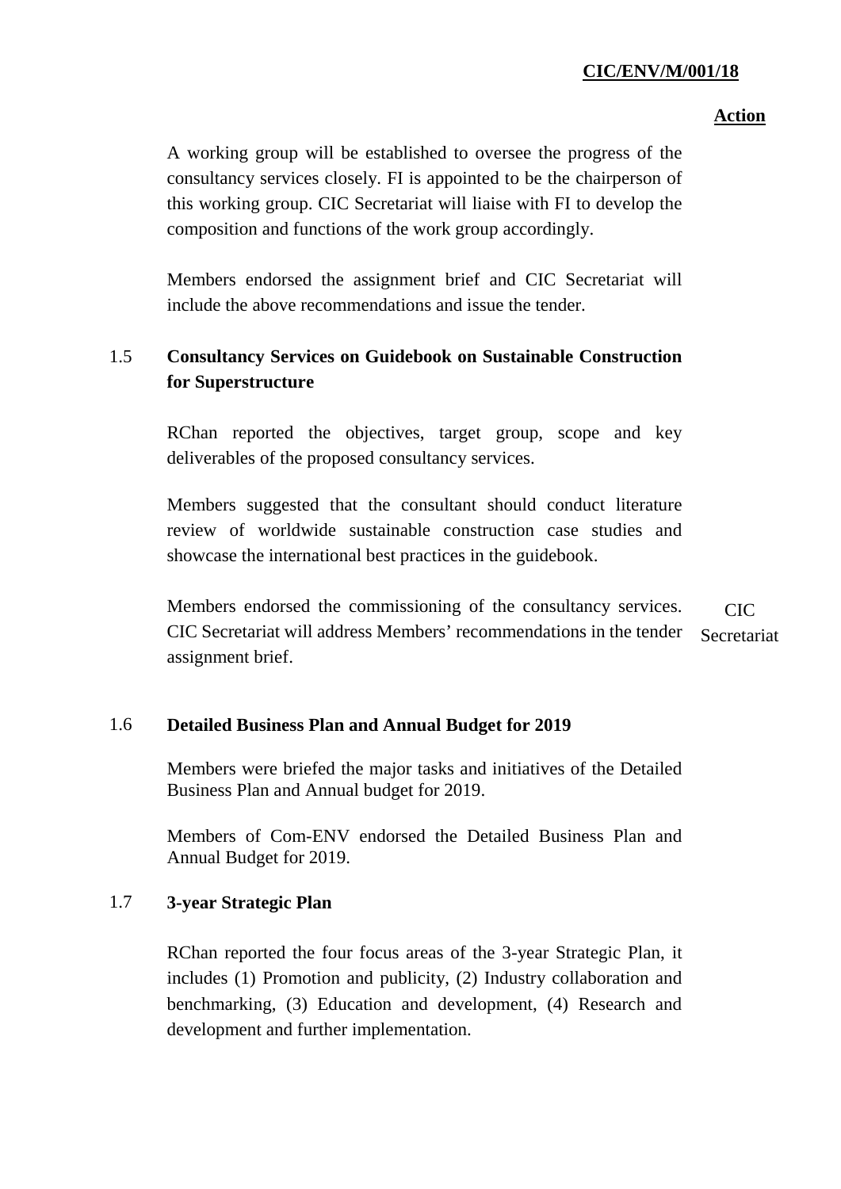**Action**

A working group will be established to oversee the progress of the consultancy services closely. FI is appointed to be the chairperson of this working group. CIC Secretariat will liaise with FI to develop the composition and functions of the work group accordingly.

Members endorsed the assignment brief and CIC Secretariat will include the above recommendations and issue the tender.

### 1.5 Consultancy Services on Guidebook on Sustainable Construction for Superstructure

RChan reported the objectives, target group, scope and key deliverables of the proposed consultancy services.

Members suggested that the consultant should conduct literature review of worldwide sustainable construction case studies and showcase the international best practices in the guidebook.

Members endorsed the commissioning of the consultancy services. CIC Secretariat will address Members' recommendations in the tender assignment brief. — **CIC Secretariat**

### 1.6 Detailed Business Plan and Annual Budget for 2019

Members were briefed the major tasks and initiatives of the Detailed Business Plan and Annual budget for 2019.

Members of Com-ENV endorsed the Detailed Business Plan and Annual Budget for 2019.

### 1.7 3-year Strategic Plan

RChan reported the four focus areas of the 3-year Strategic Plan, it includes (1) Promotion and publicity, (2) Industry collaboration and benchmarking, (3) Education and development, (4) Research and development and further implementation.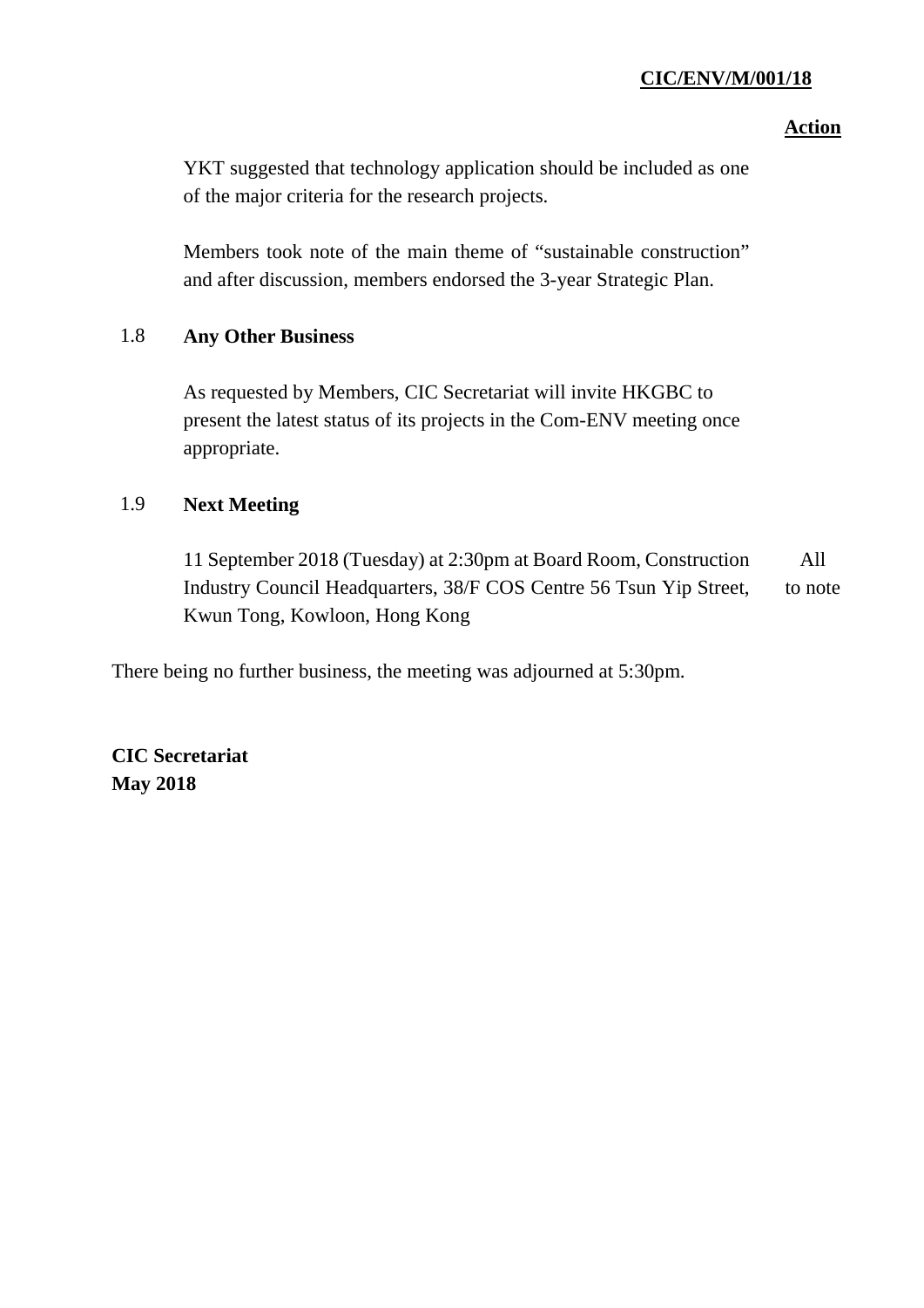**Action**

YKT suggested that technology application should be included as one of the major criteria for the research projects.

Members took note of the main theme of “sustainable construction” and after discussion, members endorsed the 3-year Strategic Plan.

### 1.8 Any Other Business

As requested by Members, CIC Secretariat will invite HKGBC to present the latest status of its projects in the Com-ENV meeting once appropriate.

### 1.9 Next Meeting

11 September 2018 (Tuesday) at 2:30pm at Board Room, Construction Industry Council Headquarters, 38/F COS Centre 56 Tsun Yip Street, Kwun Tong, Kowloon, Hong Kong — All to note

There being no further business, the meeting was adjourned at 5:30pm.

**CIC Secretariat**
**May 2018**